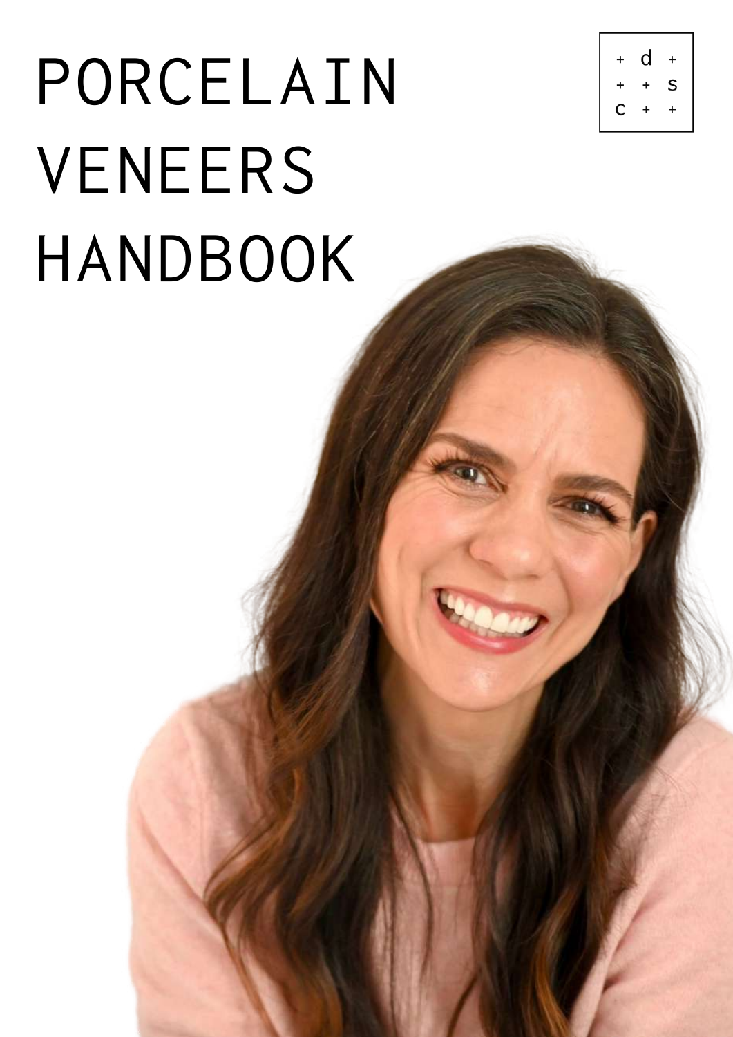# PORCELAIN VENEERS HANDBOOK

+ d +
+ + s
c + +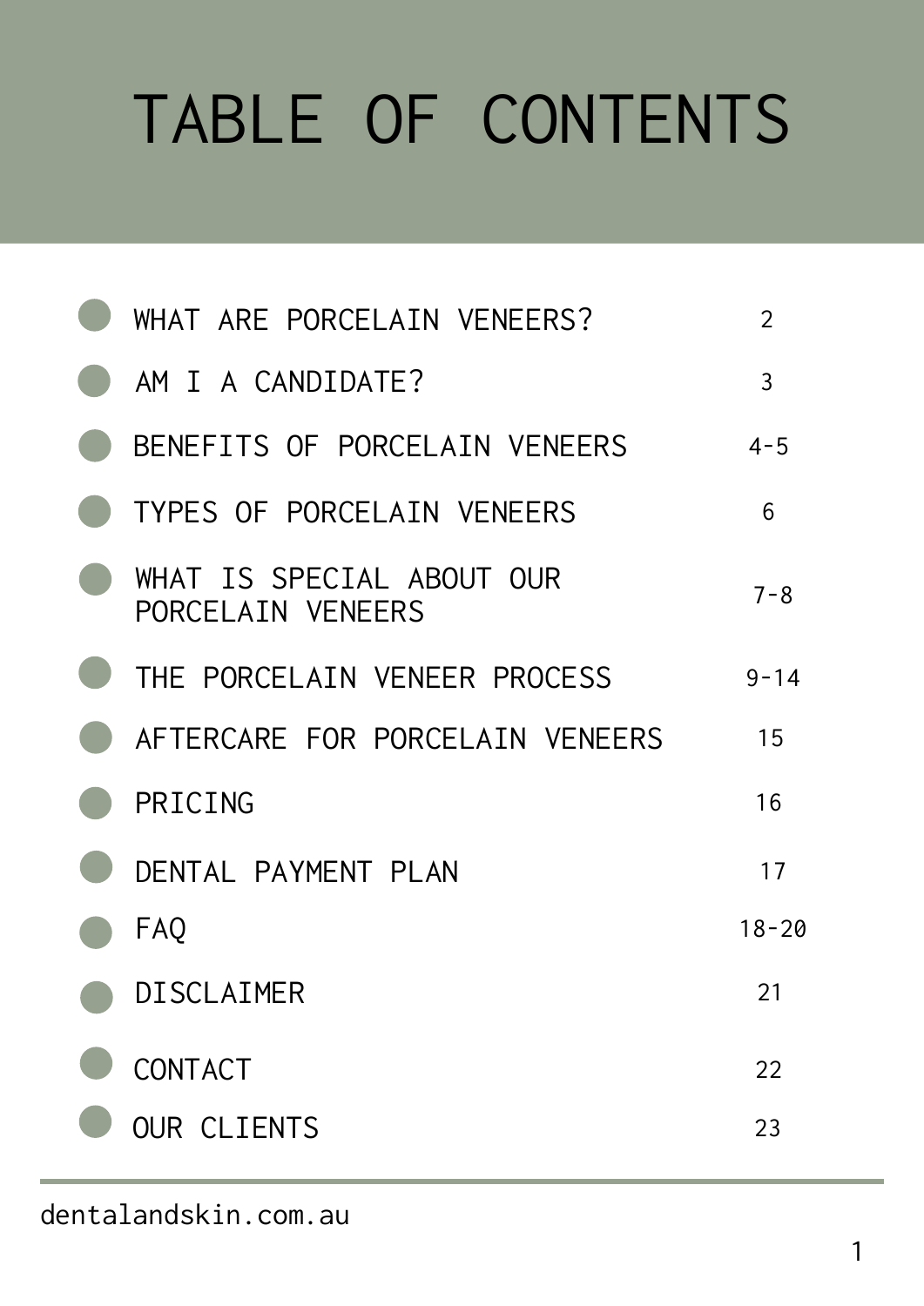# TABLE OF CONTENTS

| Section | Page |
| --- | --- |
| WHAT ARE PORCELAIN VENEERS? | 2 |
| AM I A CANDIDATE? | 3 |
| BENEFITS OF PORCELAIN VENEERS | 4-5 |
| TYPES OF PORCELAIN VENEERS | 6 |
| WHAT IS SPECIAL ABOUT OUR PORCELAIN VENEERS | 7-8 |
| THE PORCELAIN VENEER PROCESS | 9-14 |
| AFTERCARE FOR PORCELAIN VENEERS | 15 |
| PRICING | 16 |
| DENTAL PAYMENT PLAN | 17 |
| FAQ | 18-20 |
| DISCLAIMER | 21 |
| CONTACT | 22 |
| OUR CLIENTS | 23 |

dentalandskin.com.au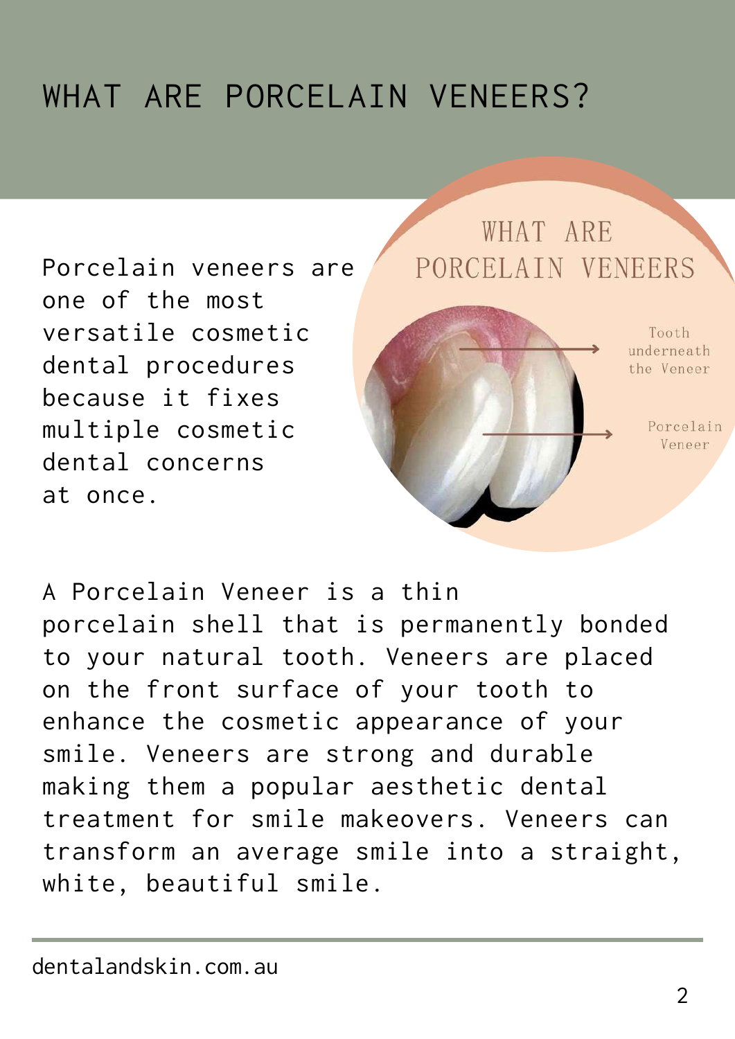# WHAT ARE PORCELAIN VENEERS?

Porcelain veneers are one of the most versatile cosmetic dental procedures because it fixes multiple cosmetic dental concerns at once.

WHAT ARE PORCELAIN VENEERS

Tooth underneath the Veneer

Porcelain Veneer

A Porcelain Veneer is a thin porcelain shell that is permanently bonded to your natural tooth. Veneers are placed on the front surface of your tooth to enhance the cosmetic appearance of your smile. Veneers are strong and durable making them a popular aesthetic dental treatment for smile makeovers. Veneers can transform an average smile into a straight, white, beautiful smile.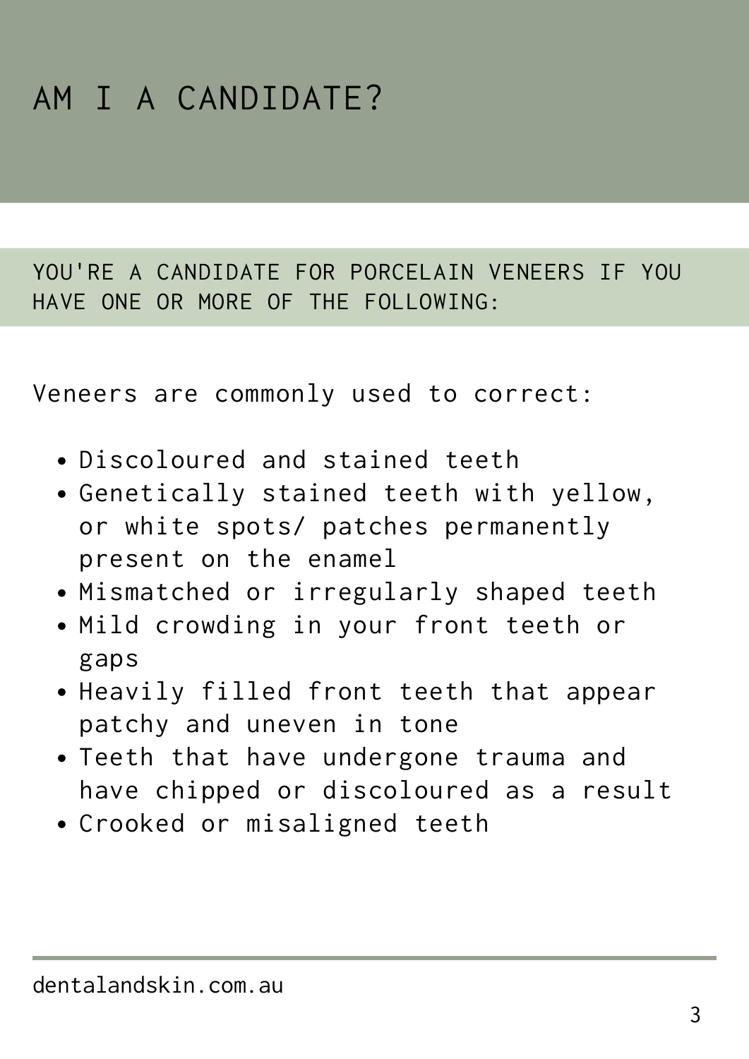# AM I A CANDIDATE?

## YOU'RE A CANDIDATE FOR PORCELAIN VENEERS IF YOU HAVE ONE OR MORE OF THE FOLLOWING:

Veneers are commonly used to correct:

- Discoloured and stained teeth
- Genetically stained teeth with yellow, or white spots/ patches permanently present on the enamel
- Mismatched or irregularly shaped teeth
- Mild crowding in your front teeth or gaps
- Heavily filled front teeth that appear patchy and uneven in tone
- Teeth that have undergone trauma and have chipped or discoloured as a result
- Crooked or misaligned teeth

dentalandskin.com.au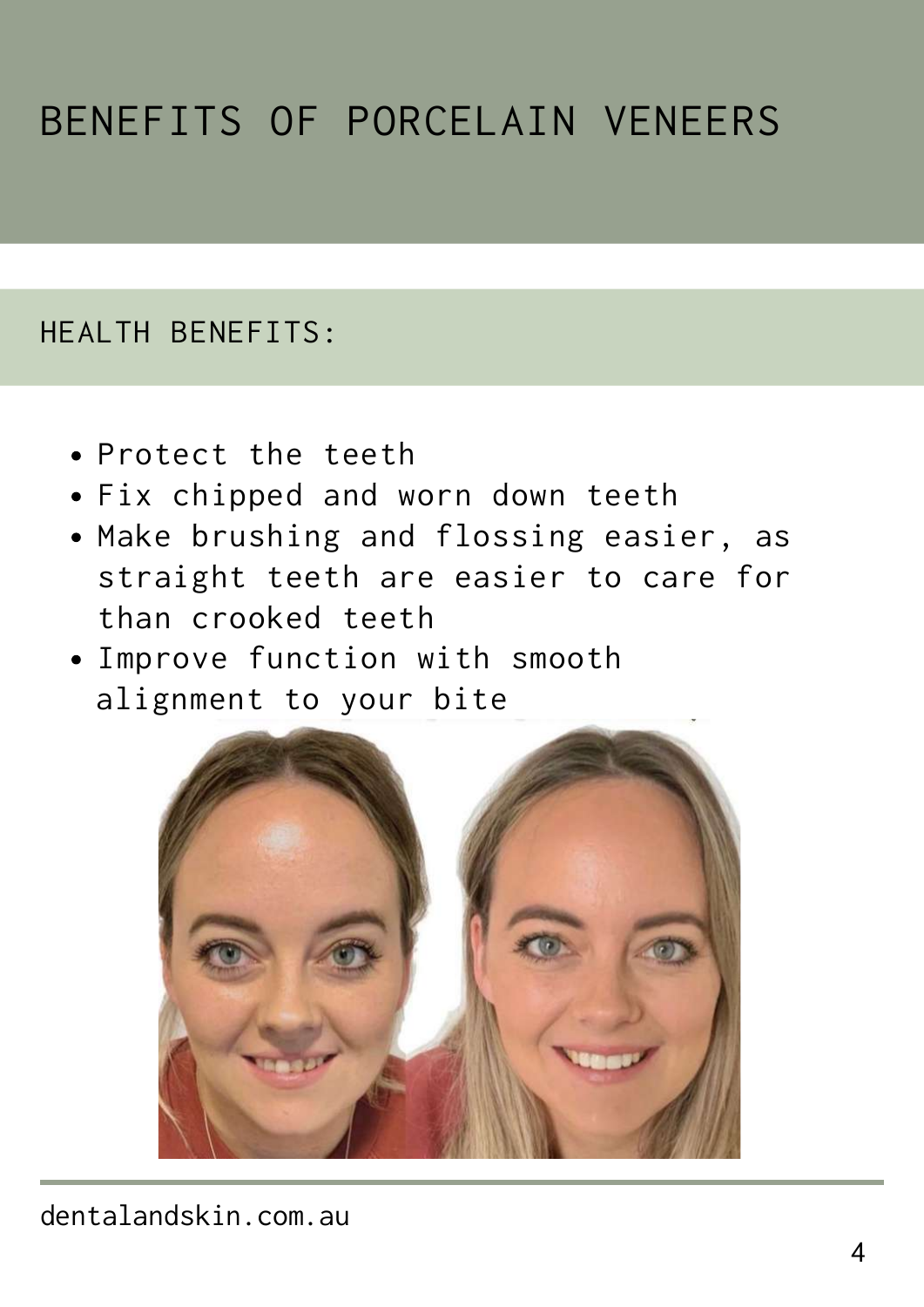# BENEFITS OF PORCELAIN VENEERS

## HEALTH BENEFITS:

- Protect the teeth
- Fix chipped and worn down teeth
- Make brushing and flossing easier, as straight teeth are easier to care for than crooked teeth
- Improve function with smooth alignment to your bite

dentalandskin.com.au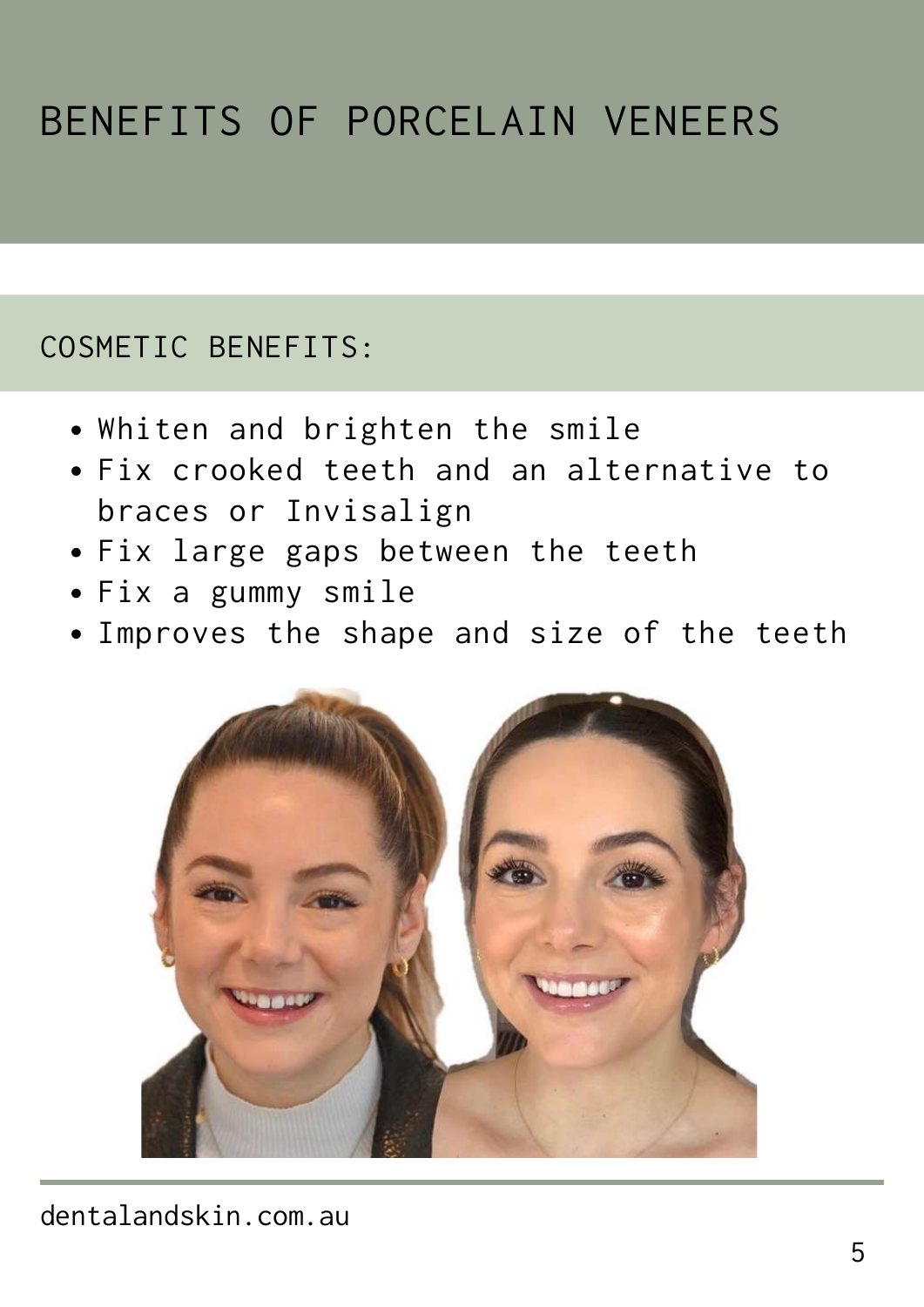# BENEFITS OF PORCELAIN VENEERS

## COSMETIC BENEFITS:

- Whiten and brighten the smile
- Fix crooked teeth and an alternative to braces or Invisalign
- Fix large gaps between the teeth
- Fix a gummy smile
- Improves the shape and size of the teeth

dentalandskin.com.au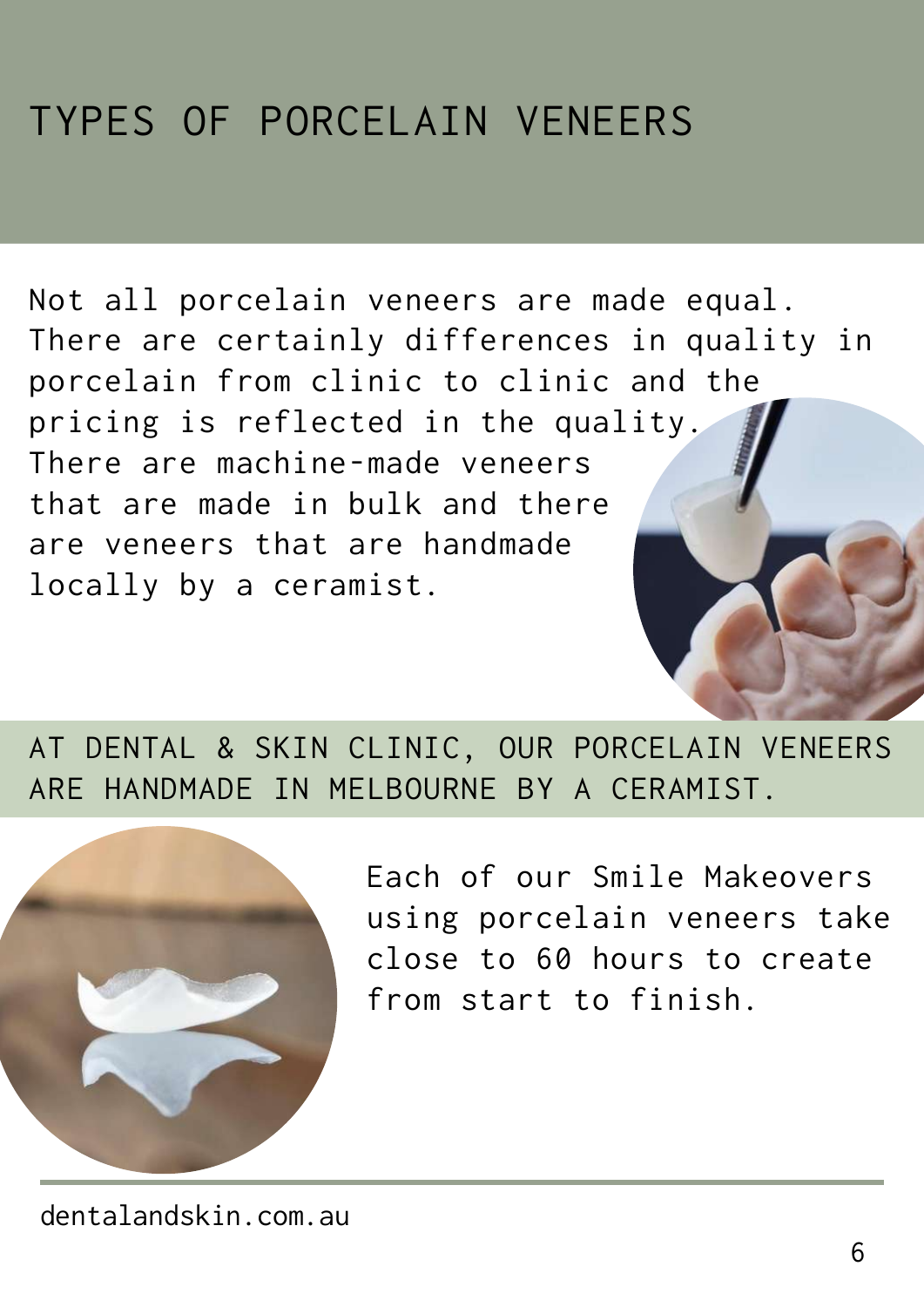# TYPES OF PORCELAIN VENEERS

Not all porcelain veneers are made equal. There are certainly differences in quality in porcelain from clinic to clinic and the pricing is reflected in the quality. There are machine-made veneers that are made in bulk and there are veneers that are handmade locally by a ceramist.

## AT DENTAL & SKIN CLINIC, OUR PORCELAIN VENEERS ARE HANDMADE IN MELBOURNE BY A CERAMIST.

Each of our Smile Makeovers using porcelain veneers take close to 60 hours to create from start to finish.

dentalandskin.com.au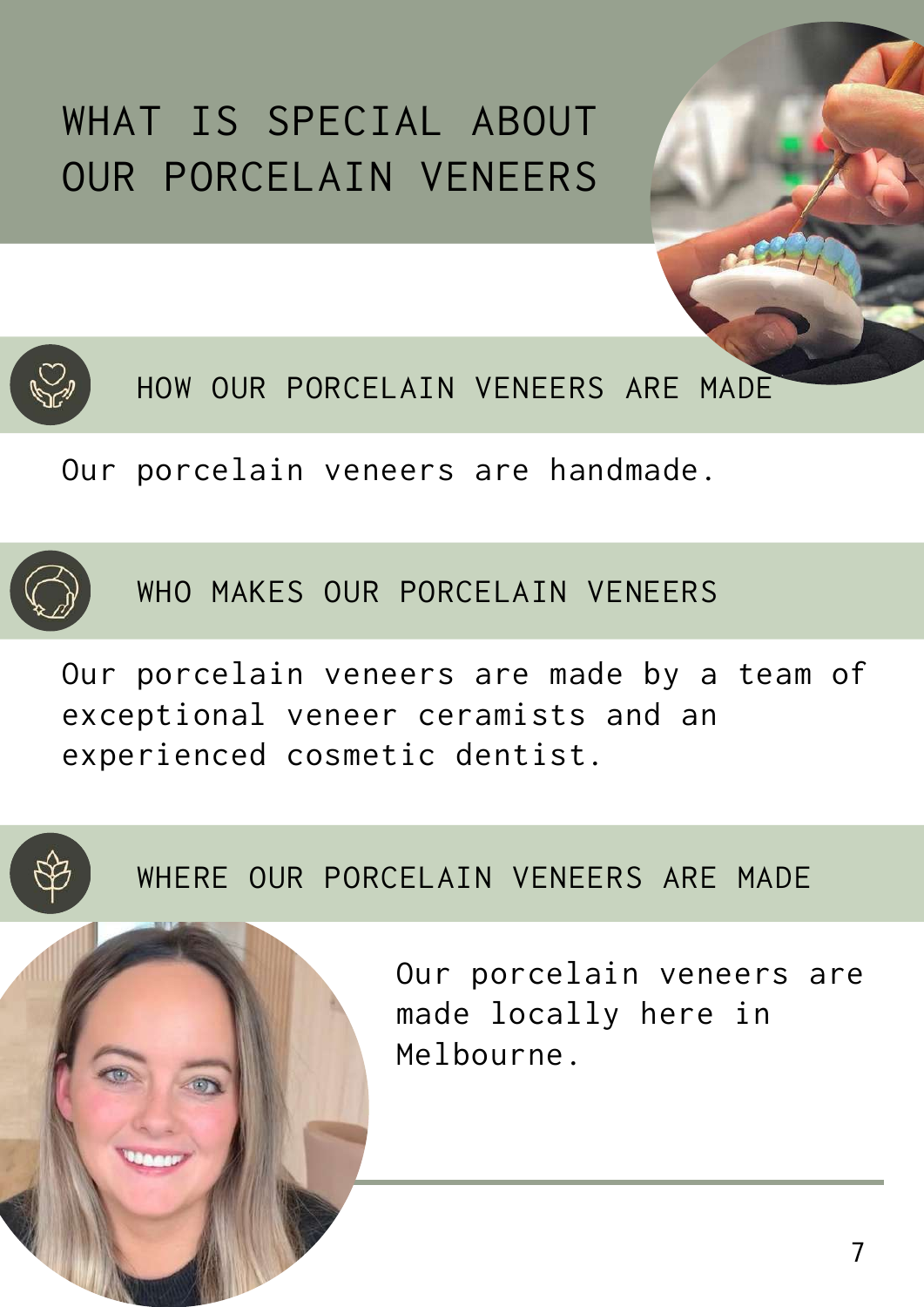# WHAT IS SPECIAL ABOUT OUR PORCELAIN VENEERS

## HOW OUR PORCELAIN VENEERS ARE MADE

Our porcelain veneers are handmade.

## WHO MAKES OUR PORCELAIN VENEERS

Our porcelain veneers are made by a team of exceptional veneer ceramists and an experienced cosmetic dentist.

## WHERE OUR PORCELAIN VENEERS ARE MADE

Our porcelain veneers are made locally here in Melbourne.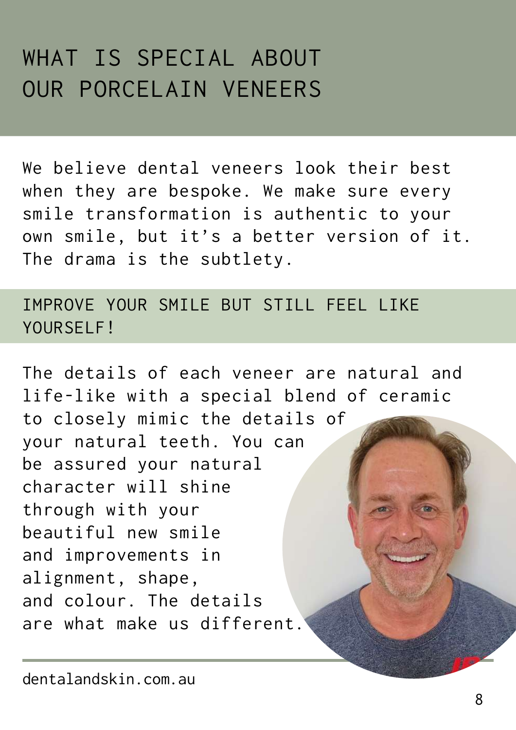# WHAT IS SPECIAL ABOUT OUR PORCELAIN VENEERS

We believe dental veneers look their best when they are bespoke. We make sure every smile transformation is authentic to your own smile, but it's a better version of it. The drama is the subtlety.

## IMPROVE YOUR SMILE BUT STILL FEEL LIKE YOURSELF!

The details of each veneer are natural and life-like with a special blend of ceramic to closely mimic the details of your natural teeth. You can be assured your natural character will shine through with your beautiful new smile and improvements in alignment, shape, and colour. The details are what make us different.

dentalandskin.com.au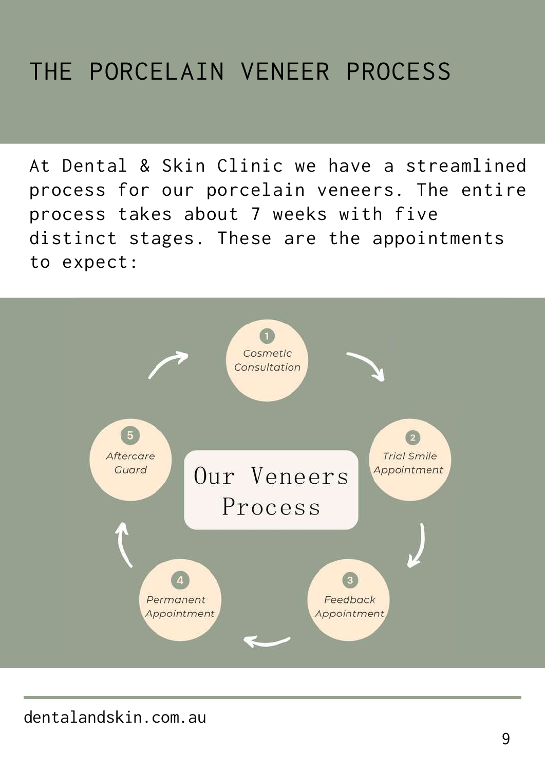# THE PORCELAIN VENEER PROCESS

At Dental & Skin Clinic we have a streamlined process for our porcelain veneers. The entire process takes about 7 weeks with five distinct stages. These are the appointments to expect:

## Our Veneers Process

1. *Cosmetic Consultation*
2. *Trial Smile Appointment*
3. *Feedback Appointment*
4. *Permanent Appointment*
5. *Aftercare Guard*

dentalandskin.com.au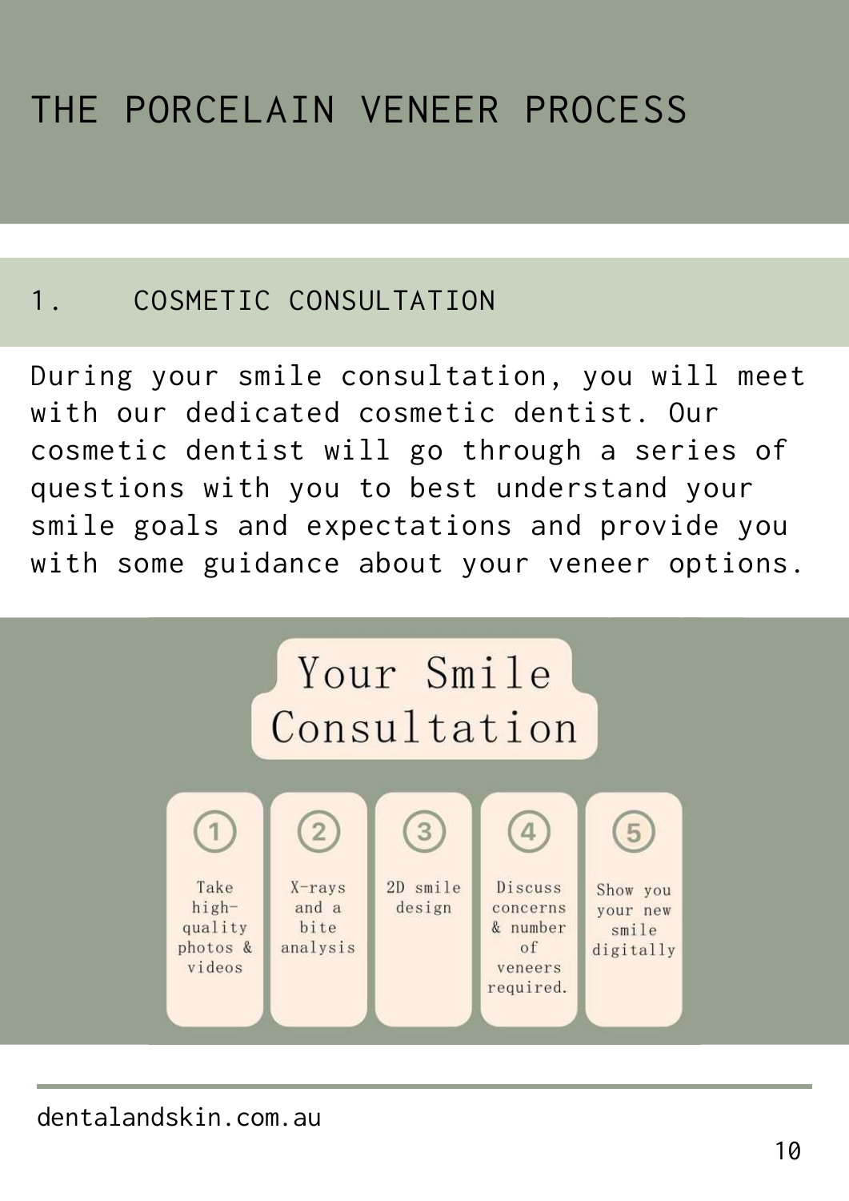# THE PORCELAIN VENEER PROCESS

## 1. COSMETIC CONSULTATION

During your smile consultation, you will meet with our dedicated cosmetic dentist. Our cosmetic dentist will go through a series of questions with you to best understand your smile goals and expectations and provide you with some guidance about your veneer options.

### Your Smile Consultation

1. Take high-quality photos & videos
2. X-rays and a bite analysis
3. 2D smile design
4. Discuss concerns & number of veneers required.
5. Show you your new smile digitally

dentalandskin.com.au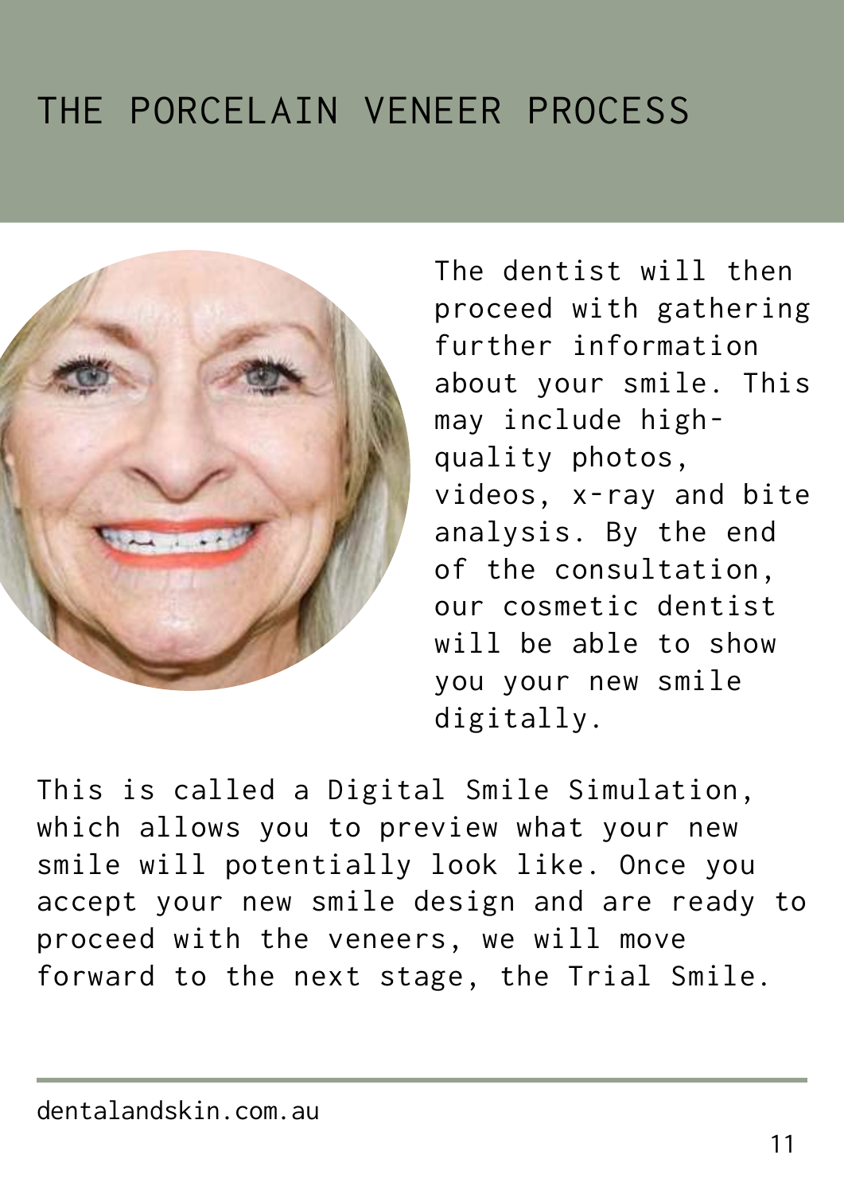# THE PORCELAIN VENEER PROCESS

The dentist will then proceed with gathering further information about your smile. This may include high-quality photos, videos, x-ray and bite analysis. By the end of the consultation, our cosmetic dentist will be able to show you your new smile digitally.

This is called a Digital Smile Simulation, which allows you to preview what your new smile will potentially look like. Once you accept your new smile design and are ready to proceed with the veneers, we will move forward to the next stage, the Trial Smile.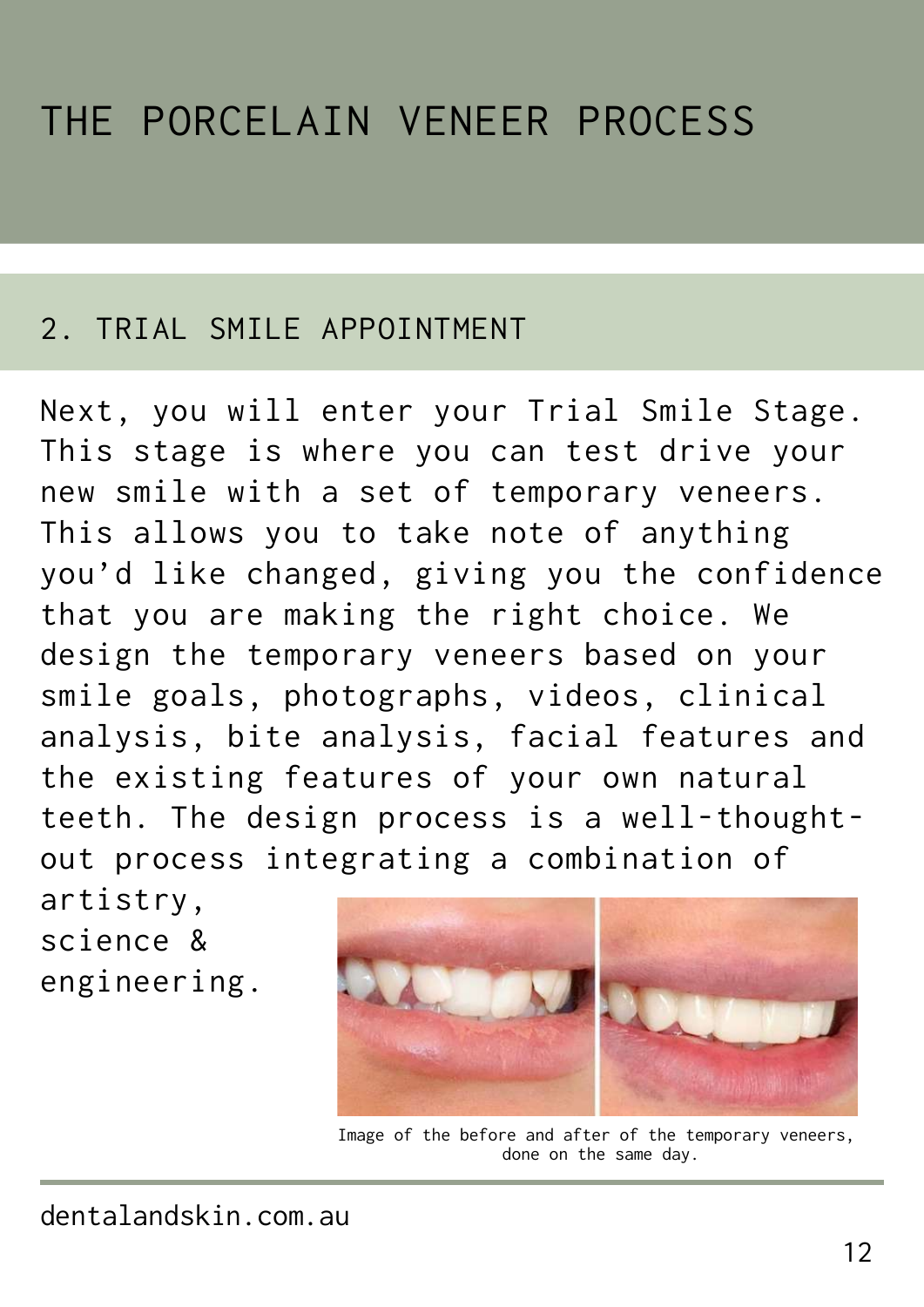# THE PORCELAIN VENEER PROCESS

## 2. TRIAL SMILE APPOINTMENT

Next, you will enter your Trial Smile Stage. This stage is where you can test drive your new smile with a set of temporary veneers. This allows you to take note of anything you'd like changed, giving you the confidence that you are making the right choice. We design the temporary veneers based on your smile goals, photographs, videos, clinical analysis, bite analysis, facial features and the existing features of your own natural teeth. The design process is a well-thought-out process integrating a combination of artistry, science & engineering.

Image of the before and after of the temporary veneers, done on the same day.

dentalandskin.com.au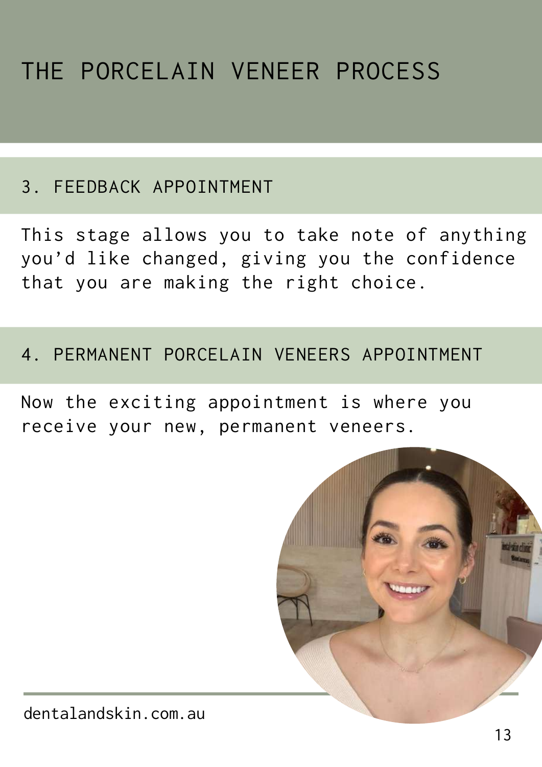# THE PORCELAIN VENEER PROCESS

## 3. FEEDBACK APPOINTMENT

This stage allows you to take note of anything you'd like changed, giving you the confidence that you are making the right choice.

## 4. PERMANENT PORCELAIN VENEERS APPOINTMENT

Now the exciting appointment is where you receive your new, permanent veneers.

dentalandskin.com.au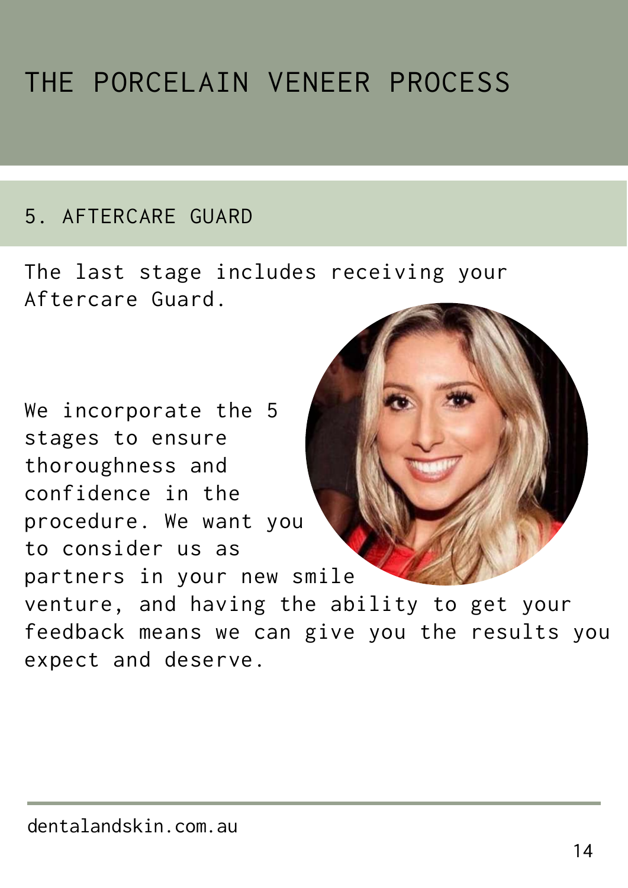# THE PORCELAIN VENEER PROCESS

## 5. AFTERCARE GUARD

The last stage includes receiving your Aftercare Guard.

We incorporate the 5 stages to ensure thoroughness and confidence in the procedure. We want you to consider us as partners in your new smile venture, and having the ability to get your feedback means we can give you the results you expect and deserve.

dentalandskin.com.au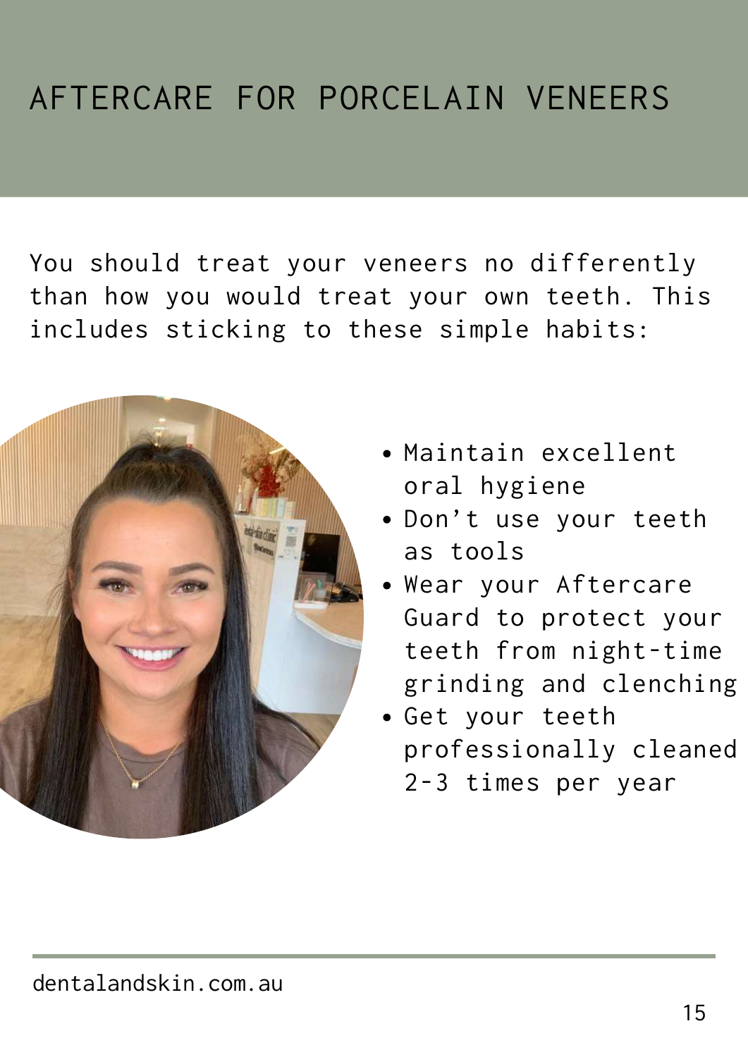# AFTERCARE FOR PORCELAIN VENEERS

You should treat your veneers no differently than how you would treat your own teeth. This includes sticking to these simple habits:

- Maintain excellent oral hygiene
- Don't use your teeth as tools
- Wear your Aftercare Guard to protect your teeth from night-time grinding and clenching
- Get your teeth professionally cleaned 2-3 times per year

dentalandskin.com.au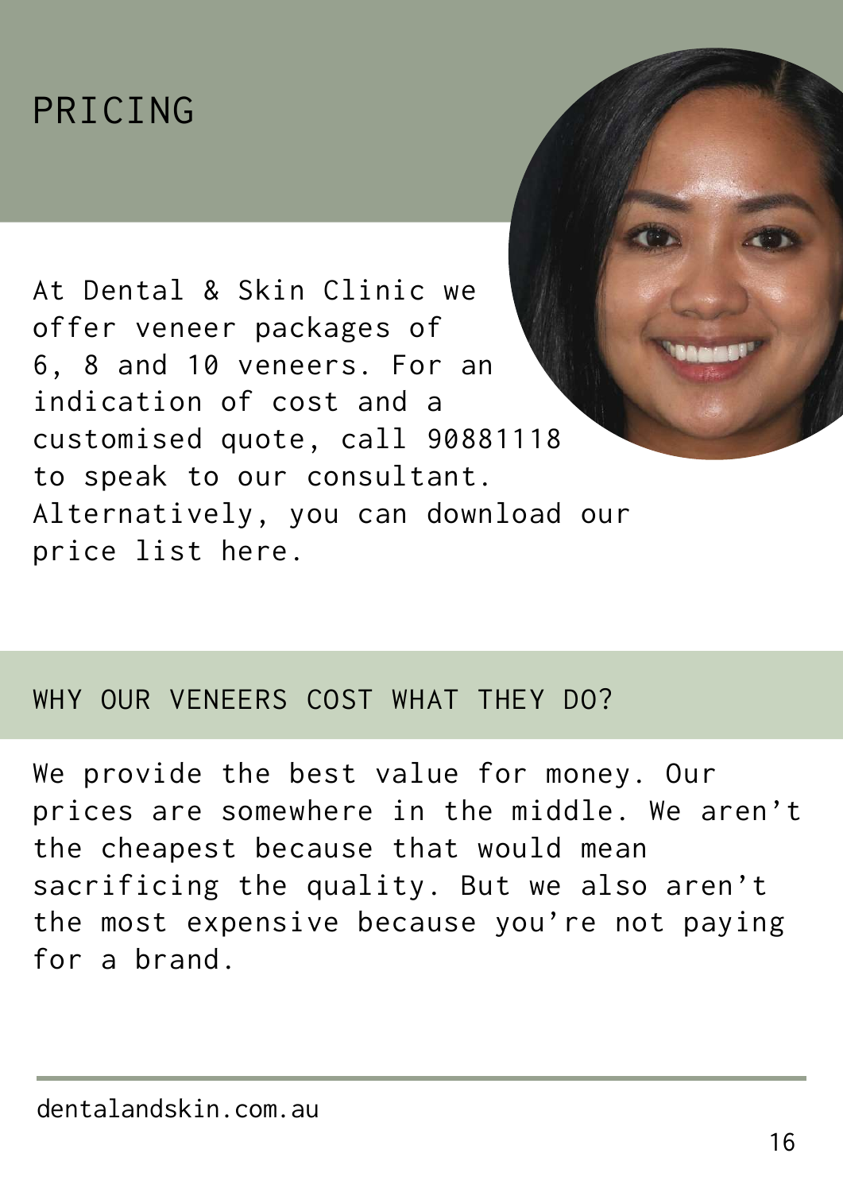# PRICING

At Dental & Skin Clinic we offer veneer packages of 6, 8 and 10 veneers. For an indication of cost and a customised quote, call 90881118 to speak to our consultant. Alternatively, you can download our price list here.

## WHY OUR VENEERS COST WHAT THEY DO?

We provide the best value for money. Our prices are somewhere in the middle. We aren't the cheapest because that would mean sacrificing the quality. But we also aren't the most expensive because you're not paying for a brand.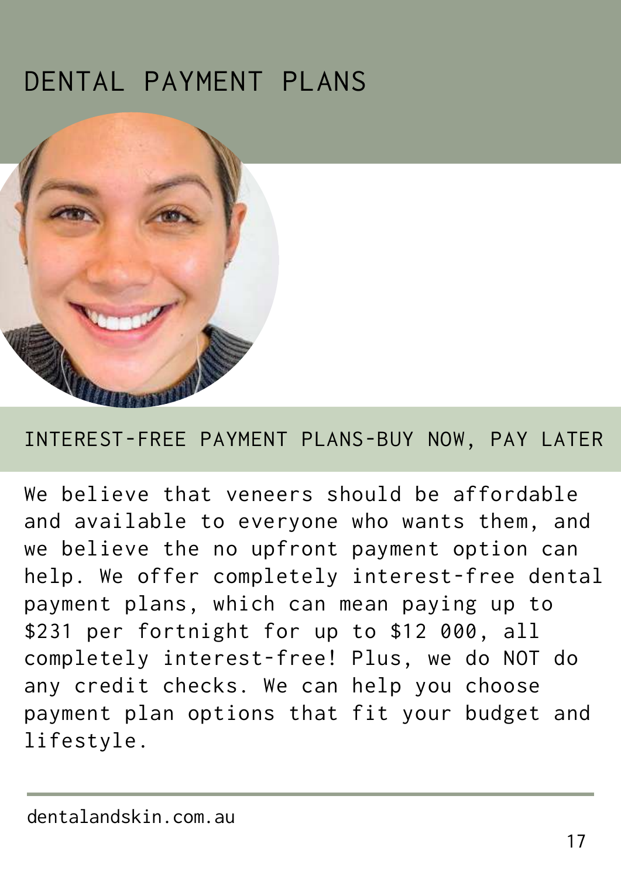# DENTAL PAYMENT PLANS

## INTEREST-FREE PAYMENT PLANS-BUY NOW, PAY LATER

We believe that veneers should be affordable and available to everyone who wants them, and we believe the no upfront payment option can help. We offer completely interest-free dental payment plans, which can mean paying up to $231 per fortnight for up to $12 000, all completely interest-free! Plus, we do NOT do any credit checks. We can help you choose payment plan options that fit your budget and lifestyle.

dentalandskin.com.au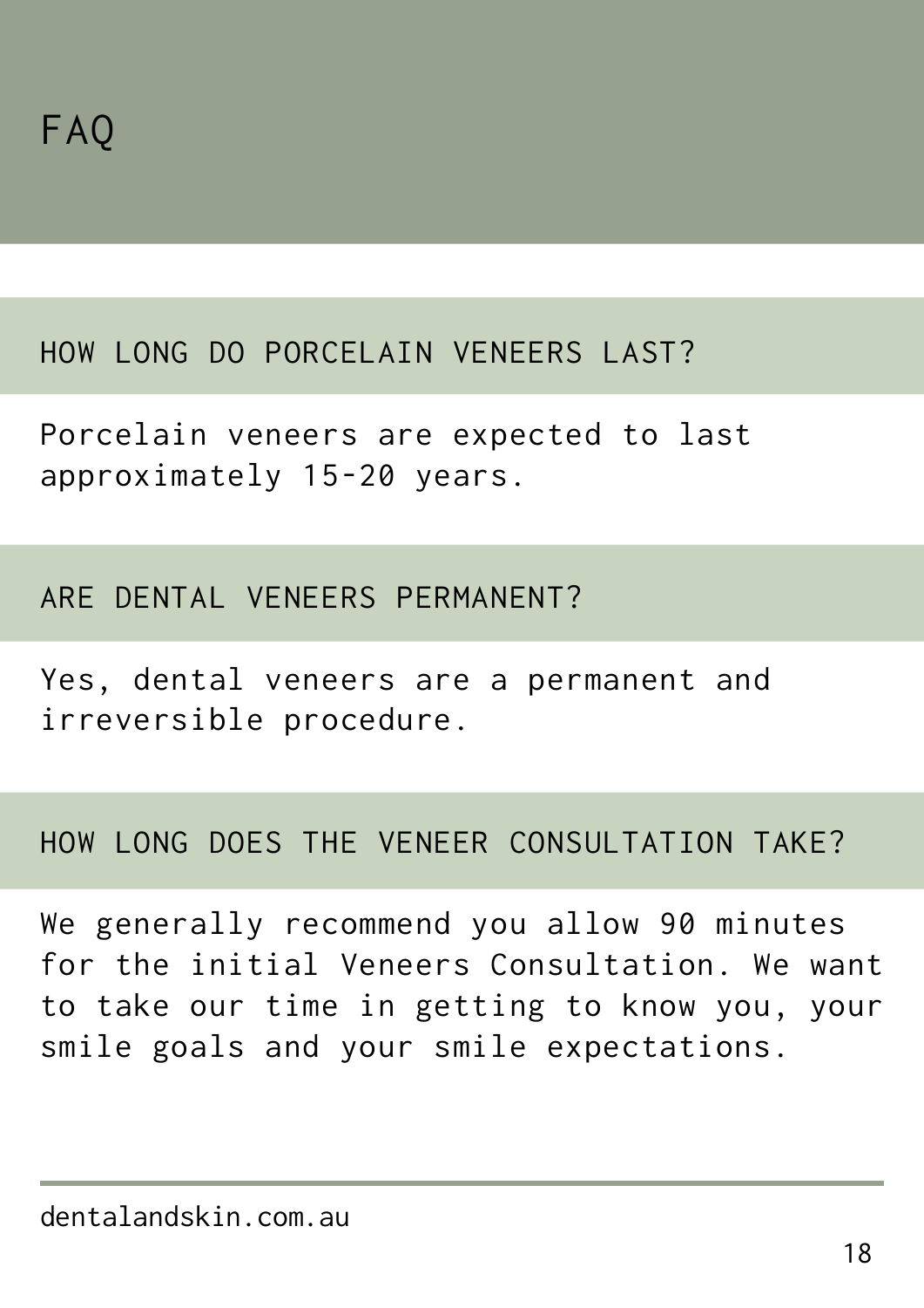# FAQ

## HOW LONG DO PORCELAIN VENEERS LAST?

Porcelain veneers are expected to last approximately 15-20 years.

## ARE DENTAL VENEERS PERMANENT?

Yes, dental veneers are a permanent and irreversible procedure.

## HOW LONG DOES THE VENEER CONSULTATION TAKE?

We generally recommend you allow 90 minutes for the initial Veneers Consultation. We want to take our time in getting to know you, your smile goals and your smile expectations.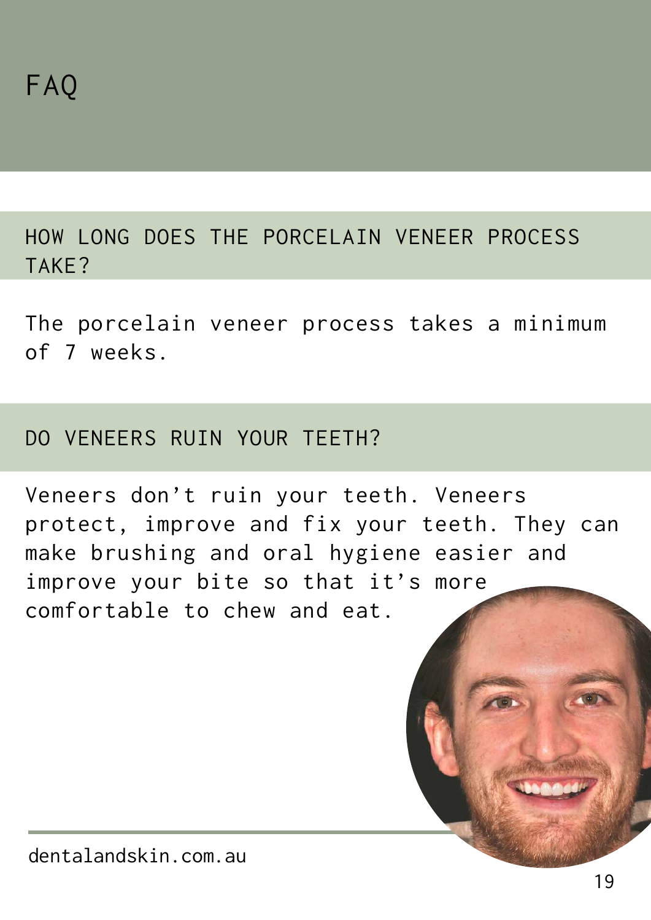# FAQ

## HOW LONG DOES THE PORCELAIN VENEER PROCESS TAKE?

The porcelain veneer process takes a minimum of 7 weeks.

## DO VENEERS RUIN YOUR TEETH?

Veneers don't ruin your teeth. Veneers protect, improve and fix your teeth. They can make brushing and oral hygiene easier and improve your bite so that it's more comfortable to chew and eat.

dentalandskin.com.au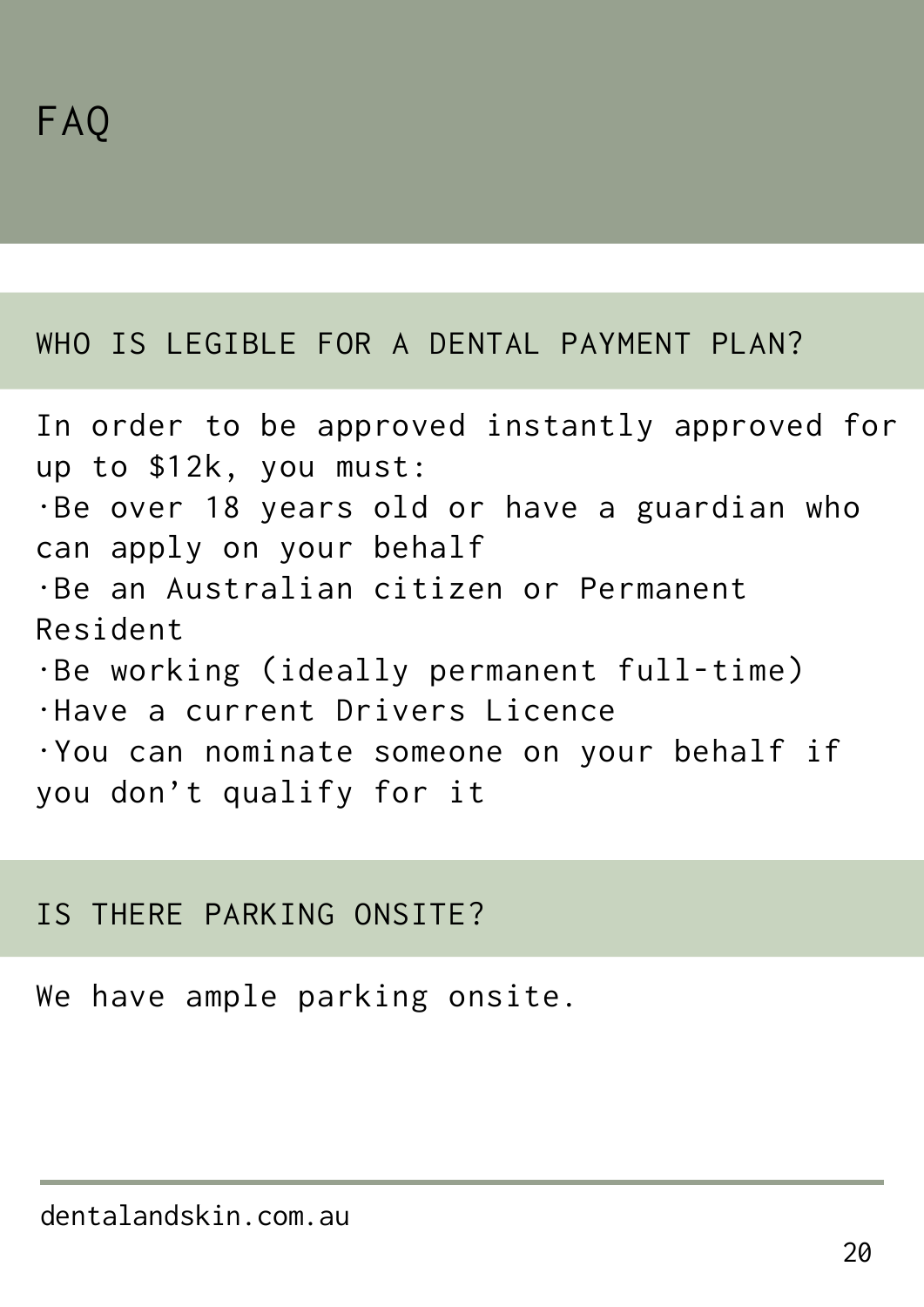# FAQ

## WHO IS LEGIBLE FOR A DENTAL PAYMENT PLAN?

In order to be approved instantly approved for up to $12k, you must:

- Be over 18 years old or have a guardian who can apply on your behalf
- Be an Australian citizen or Permanent Resident
- Be working (ideally permanent full-time)
- Have a current Drivers Licence
- You can nominate someone on your behalf if you don't qualify for it

## IS THERE PARKING ONSITE?

We have ample parking onsite.

dentalandskin.com.au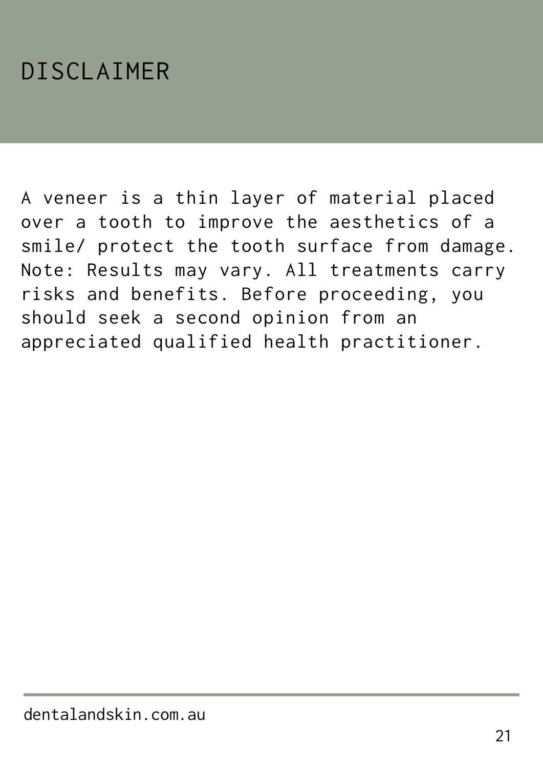# DISCLAIMER

A veneer is a thin layer of material placed over a tooth to improve the aesthetics of a smile/ protect the tooth surface from damage. Note: Results may vary. All treatments carry risks and benefits. Before proceeding, you should seek a second opinion from an appreciated qualified health practitioner.

dentalandskin.com.au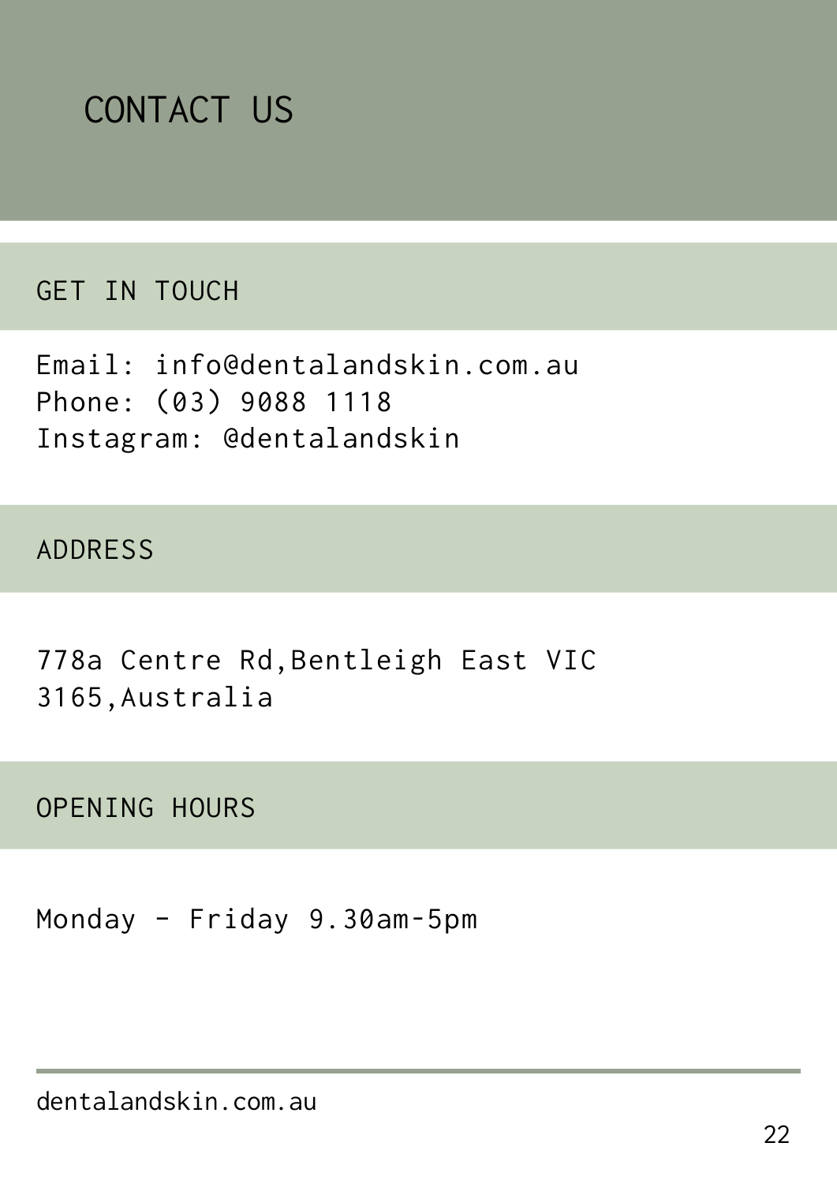# CONTACT US

## GET IN TOUCH

Email: info@dentalandskin.com.au
Phone: (03) 9088 1118
Instagram: @dentalandskin

## ADDRESS

778a Centre Rd,Bentleigh East VIC 3165,Australia

## OPENING HOURS

Monday - Friday 9.30am-5pm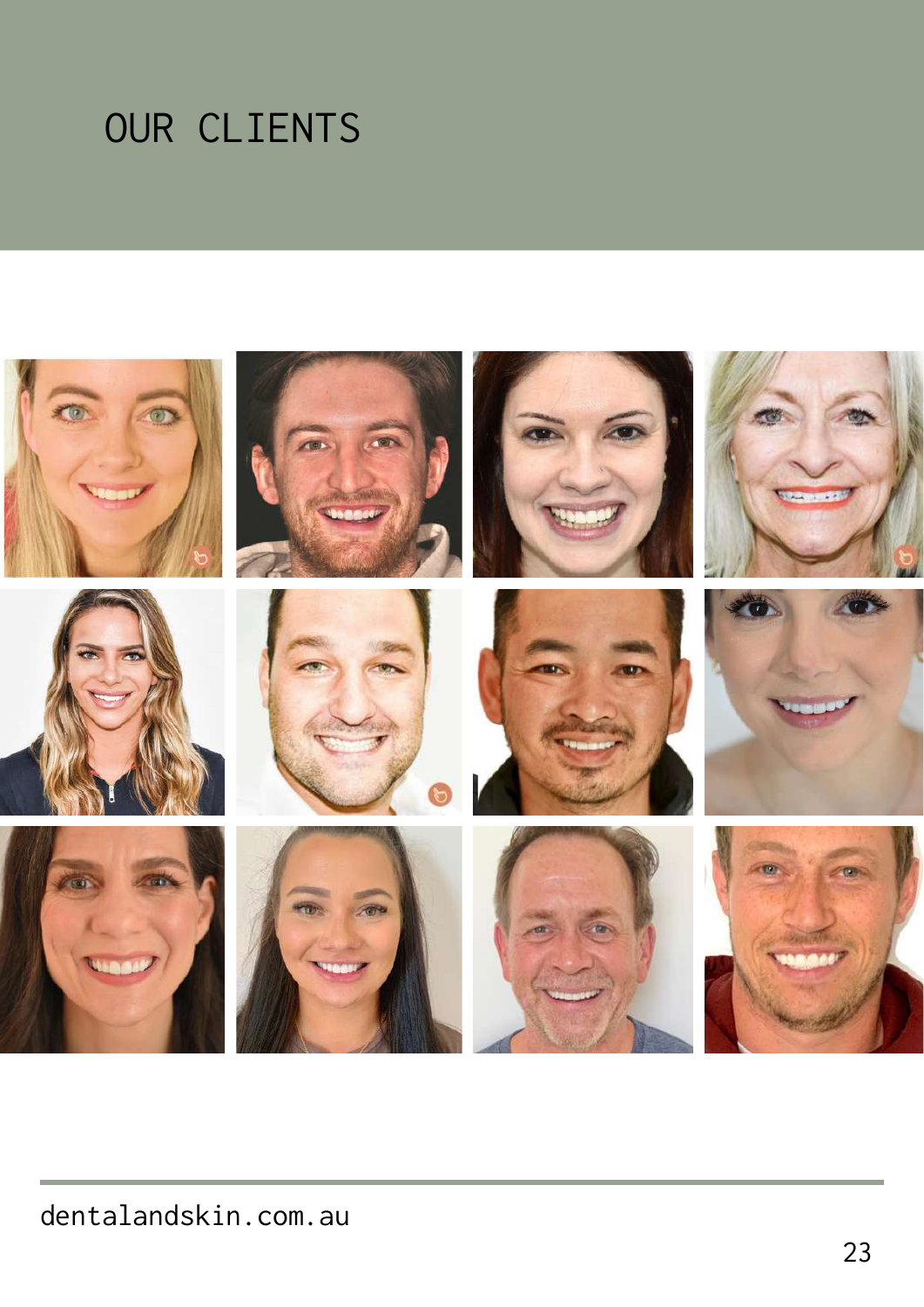# OUR CLIENTS

dentalandskin.com.au